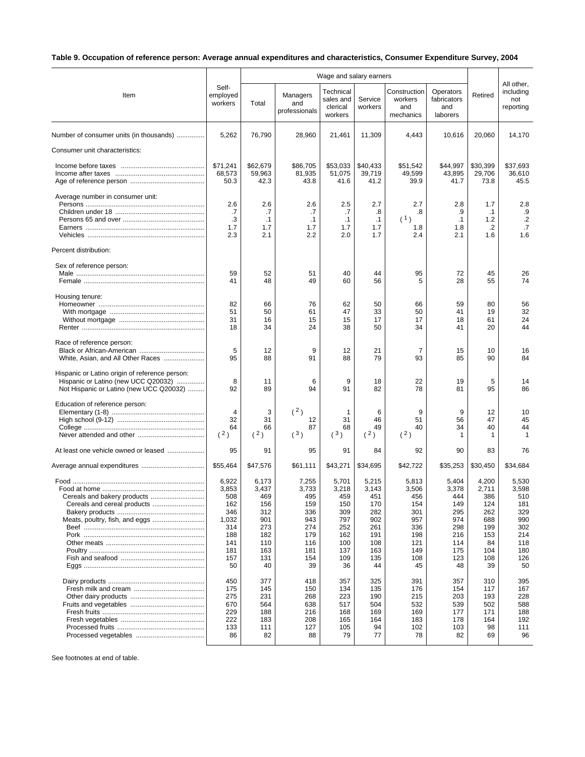**Table 9. Occupation of reference person: Average annual expenditures and characteristics, Consumer Expenditure Survey, 2004**

| Item | Self-employed workers | Wage and salary earners | | | | | | Retired | All other, including not reporting |
|---|---|---|---|---|---|---|---|---|---|
| | | Total | Managers and professionals | Technical sales and clerical workers | Service workers | Construction workers and mechanics | Operators fabricators and laborers | | |
| Number of consumer units (in thousands) | 5,262 | 76,790 | 28,960 | 21,461 | 11,309 | 4,443 | 10,616 | 20,060 | 14,170 |
| Consumer unit characteristics: | | | | | | | | | |
| Income before taxes | $71,241 | $62,679 | $86,705 | $53,033 | $40,433 | $51,542 | $44,997 | $30,399 | $37,693 |
| Income after taxes | 68,573 | 59,963 | 81,935 | 51,075 | 39,719 | 49,599 | 43,895 | 29,706 | 36,610 |
| Age of reference person | 50.3 | 42.3 | 43.8 | 41.6 | 41.2 | 39.9 | 41.7 | 73.8 | 45.5 |
| Average number in consumer unit: | | | | | | | | | |
| Persons | 2.6 | 2.6 | 2.6 | 2.5 | 2.7 | 2.7 | 2.8 | 1.7 | 2.8 |
| Children under 18 | .7 | .7 | .7 | .7 | .8 | .8 | .9 | .1 | .9 |
| Persons 65 and over | .3 | .1 | .1 | .1 | .1 | (1) | .1 | 1.2 | .2 |
| Earners | 1.7 | 1.7 | 1.7 | 1.7 | 1.7 | 1.8 | 1.8 | .2 | .7 |
| Vehicles | 2.3 | 2.1 | 2.2 | 2.0 | 1.7 | 2.4 | 2.1 | 1.6 | 1.6 |
| Percent distribution: | | | | | | | | | |
| Sex of reference person: | | | | | | | | | |
| Male | 59 | 52 | 51 | 40 | 44 | 95 | 72 | 45 | 26 |
| Female | 41 | 48 | 49 | 60 | 56 | 5 | 28 | 55 | 74 |
| Housing tenure: | | | | | | | | | |
| Homeowner | 82 | 66 | 76 | 62 | 50 | 66 | 59 | 80 | 56 |
| With mortgage | 51 | 50 | 61 | 47 | 33 | 50 | 41 | 19 | 32 |
| Without mortgage | 31 | 16 | 15 | 15 | 17 | 17 | 18 | 61 | 24 |
| Renter | 18 | 34 | 24 | 38 | 50 | 34 | 41 | 20 | 44 |
| Race of reference person: | | | | | | | | | |
| Black or African-American | 5 | 12 | 9 | 12 | 21 | 7 | 15 | 10 | 16 |
| White, Asian, and All Other Races | 95 | 88 | 91 | 88 | 79 | 93 | 85 | 90 | 84 |
| Hispanic or Latino origin of reference person: | | | | | | | | | |
| Hispanic or Latino (new UCC Q20032) | 8 | 11 | 6 | 9 | 18 | 22 | 19 | 5 | 14 |
| Not Hispanic or Latino (new UCC Q20032) | 92 | 89 | 94 | 91 | 82 | 78 | 81 | 95 | 86 |
| Education of reference person: | | | | | | | | | |
| Elementary (1-8) | 4 | 3 | (2) | 1 | 6 | 9 | 9 | 12 | 10 |
| High school (9-12) | 32 | 31 | 12 | 31 | 46 | 51 | 56 | 47 | 45 |
| College | 64 | 66 | 87 | 68 | 49 | 40 | 34 | 40 | 44 |
| Never attended and other | (2) | (2) | (3) | (3) | (2) | (2) | 1 | 1 | 1 |
| At least one vehicle owned or leased | 95 | 91 | 95 | 91 | 84 | 92 | 90 | 83 | 76 |
| Average annual expenditures | $55,464 | $47,576 | $61,111 | $43,271 | $34,695 | $42,722 | $35,253 | $30,450 | $34,684 |
| Food | 6,922 | 6,173 | 7,255 | 5,701 | 5,215 | 5,813 | 5,404 | 4,200 | 5,530 |
| Food at home | 3,853 | 3,437 | 3,733 | 3,218 | 3,143 | 3,506 | 3,378 | 2,711 | 3,598 |
| Cereals and bakery products | 508 | 469 | 495 | 459 | 451 | 456 | 444 | 386 | 510 |
| Cereals and cereal products | 162 | 156 | 159 | 150 | 170 | 154 | 149 | 124 | 181 |
| Bakery products | 346 | 312 | 336 | 309 | 282 | 301 | 295 | 262 | 329 |
| Meats, poultry, fish, and eggs | 1,032 | 901 | 943 | 797 | 902 | 957 | 974 | 688 | 990 |
| Beef | 314 | 273 | 274 | 252 | 261 | 336 | 298 | 199 | 302 |
| Pork | 188 | 182 | 179 | 162 | 191 | 198 | 216 | 153 | 214 |
| Other meats | 141 | 110 | 116 | 100 | 108 | 121 | 114 | 84 | 118 |
| Poultry | 181 | 163 | 181 | 137 | 163 | 149 | 175 | 104 | 180 |
| Fish and seafood | 157 | 131 | 154 | 109 | 135 | 108 | 123 | 108 | 126 |
| Eggs | 50 | 40 | 39 | 36 | 44 | 45 | 48 | 39 | 50 |
| Dairy products | 450 | 377 | 418 | 357 | 325 | 391 | 357 | 310 | 395 |
| Fresh milk and cream | 175 | 145 | 150 | 134 | 135 | 176 | 154 | 117 | 167 |
| Other dairy products | 275 | 231 | 268 | 223 | 190 | 215 | 203 | 193 | 228 |
| Fruits and vegetables | 670 | 564 | 638 | 517 | 504 | 532 | 539 | 502 | 588 |
| Fresh fruits | 229 | 188 | 216 | 168 | 169 | 169 | 177 | 171 | 188 |
| Fresh vegetables | 222 | 183 | 208 | 165 | 164 | 183 | 178 | 164 | 192 |
| Processed fruits | 133 | 111 | 127 | 105 | 94 | 102 | 103 | 98 | 111 |
| Processed vegetables | 86 | 82 | 88 | 79 | 77 | 78 | 82 | 69 | 96 |

See footnotes at end of table.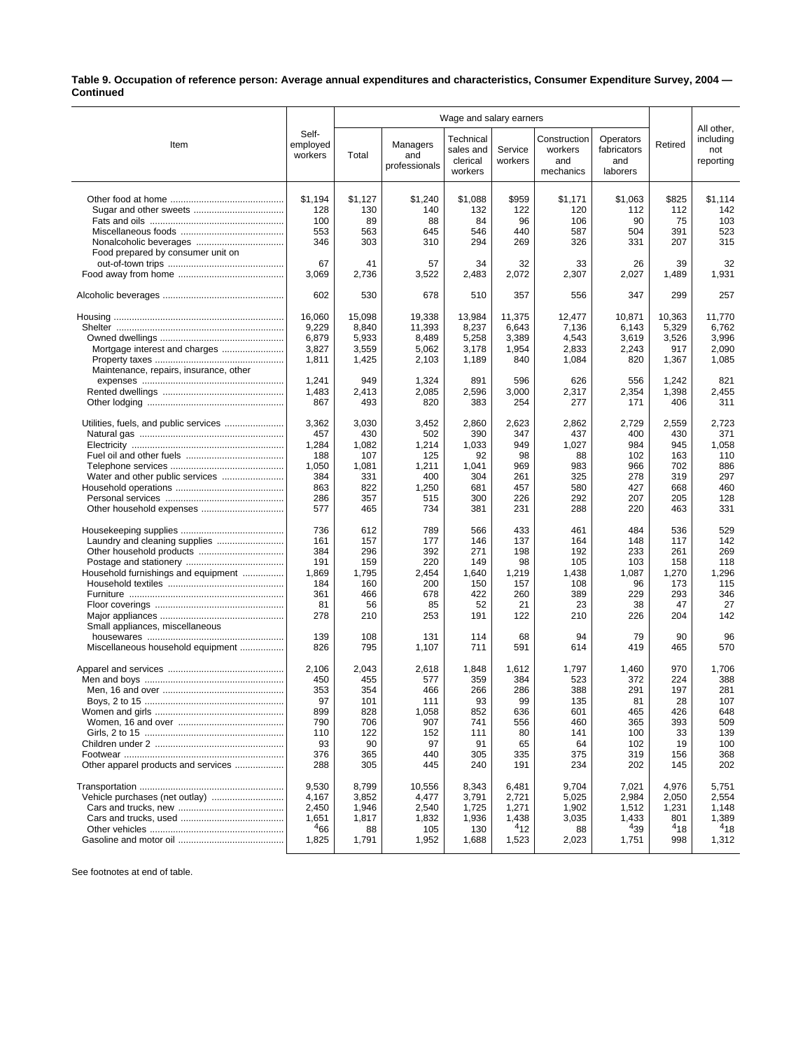**Table 9. Occupation of reference person: Average annual expenditures and characteristics, Consumer Expenditure Survey, 2004 — Continued**

| Item | Self-employed workers | Wage and salary earners | | | | | | Retired | All other, including not reporting |
|---|---|---|---|---|---|---|---|---|---|
| | | Total | Managers and professionals | Technical sales and clerical workers | Service workers | Construction workers and mechanics | Operators fabricators and laborers | | |
| Other food at home | $1,194 | $1,127 | $1,240 | $1,088 | $959 | $1,171 | $1,063 | $825 | $1,114 |
| Sugar and other sweets | 128 | 130 | 140 | 132 | 122 | 120 | 112 | 112 | 142 |
| Fats and oils | 100 | 89 | 88 | 84 | 96 | 106 | 90 | 75 | 103 |
| Miscellaneous foods | 553 | 563 | 645 | 546 | 440 | 587 | 504 | 391 | 523 |
| Nonalcoholic beverages | 346 | 303 | 310 | 294 | 269 | 326 | 331 | 207 | 315 |
| Food prepared by consumer unit on out-of-town trips | 67 | 41 | 57 | 34 | 32 | 33 | 26 | 39 | 32 |
| Food away from home | 3,069 | 2,736 | 3,522 | 2,483 | 2,072 | 2,307 | 2,027 | 1,489 | 1,931 |
| Alcoholic beverages | 602 | 530 | 678 | 510 | 357 | 556 | 347 | 299 | 257 |
| Housing | 16,060 | 15,098 | 19,338 | 13,984 | 11,375 | 12,477 | 10,871 | 10,363 | 11,770 |
| Shelter | 9,229 | 8,840 | 11,393 | 8,237 | 6,643 | 7,136 | 6,143 | 5,329 | 6,762 |
| Owned dwellings | 6,879 | 5,933 | 8,489 | 5,258 | 3,389 | 4,543 | 3,619 | 3,526 | 3,996 |
| Mortgage interest and charges | 3,827 | 3,559 | 5,062 | 3,178 | 1,954 | 2,833 | 2,243 | 917 | 2,090 |
| Property taxes | 1,811 | 1,425 | 2,103 | 1,189 | 840 | 1,084 | 820 | 1,367 | 1,085 |
| Maintenance, repairs, insurance, other expenses | 1,241 | 949 | 1,324 | 891 | 596 | 626 | 556 | 1,242 | 821 |
| Rented dwellings | 1,483 | 2,413 | 2,085 | 2,596 | 3,000 | 2,317 | 2,354 | 1,398 | 2,455 |
| Other lodging | 867 | 493 | 820 | 383 | 254 | 277 | 171 | 406 | 311 |
| Utilities, fuels, and public services | 3,362 | 3,030 | 3,452 | 2,860 | 2,623 | 2,862 | 2,729 | 2,559 | 2,723 |
| Natural gas | 457 | 430 | 502 | 390 | 347 | 437 | 400 | 430 | 371 |
| Electricity | 1,284 | 1,082 | 1,214 | 1,033 | 949 | 1,027 | 984 | 945 | 1,058 |
| Fuel oil and other fuels | 188 | 107 | 125 | 92 | 98 | 88 | 102 | 163 | 110 |
| Telephone services | 1,050 | 1,081 | 1,211 | 1,041 | 969 | 983 | 966 | 702 | 886 |
| Water and other public services | 384 | 331 | 400 | 304 | 261 | 325 | 278 | 319 | 297 |
| Household operations | 863 | 822 | 1,250 | 681 | 457 | 580 | 427 | 668 | 460 |
| Personal services | 286 | 357 | 515 | 300 | 226 | 292 | 207 | 205 | 128 |
| Other household expenses | 577 | 465 | 734 | 381 | 231 | 288 | 220 | 463 | 331 |
| Housekeeping supplies | 736 | 612 | 789 | 566 | 433 | 461 | 484 | 536 | 529 |
| Laundry and cleaning supplies | 161 | 157 | 177 | 146 | 137 | 164 | 148 | 117 | 142 |
| Other household products | 384 | 296 | 392 | 271 | 198 | 192 | 233 | 261 | 269 |
| Postage and stationery | 191 | 159 | 220 | 149 | 98 | 105 | 103 | 158 | 118 |
| Household furnishings and equipment | 1,869 | 1,795 | 2,454 | 1,640 | 1,219 | 1,438 | 1,087 | 1,270 | 1,296 |
| Household textiles | 184 | 160 | 200 | 150 | 157 | 108 | 96 | 173 | 115 |
| Furniture | 361 | 466 | 678 | 422 | 260 | 389 | 229 | 293 | 346 |
| Floor coverings | 81 | 56 | 85 | 52 | 21 | 23 | 38 | 47 | 27 |
| Major appliances | 278 | 210 | 253 | 191 | 122 | 210 | 226 | 204 | 142 |
| Small appliances, miscellaneous housewares | 139 | 108 | 131 | 114 | 68 | 94 | 79 | 90 | 96 |
| Miscellaneous household equipment | 826 | 795 | 1,107 | 711 | 591 | 614 | 419 | 465 | 570 |
| Apparel and services | 2,106 | 2,043 | 2,618 | 1,848 | 1,612 | 1,797 | 1,460 | 970 | 1,706 |
| Men and boys | 450 | 455 | 577 | 359 | 384 | 523 | 372 | 224 | 388 |
| Men, 16 and over | 353 | 354 | 466 | 266 | 286 | 388 | 291 | 197 | 281 |
| Boys, 2 to 15 | 97 | 101 | 111 | 93 | 99 | 135 | 81 | 28 | 107 |
| Women and girls | 899 | 828 | 1,058 | 852 | 636 | 601 | 465 | 426 | 648 |
| Women, 16 and over | 790 | 706 | 907 | 741 | 556 | 460 | 365 | 393 | 509 |
| Girls, 2 to 15 | 110 | 122 | 152 | 111 | 80 | 141 | 100 | 33 | 139 |
| Children under 2 | 93 | 90 | 97 | 91 | 65 | 64 | 102 | 19 | 100 |
| Footwear | 376 | 365 | 440 | 305 | 335 | 375 | 319 | 156 | 368 |
| Other apparel products and services | 288 | 305 | 445 | 240 | 191 | 234 | 202 | 145 | 202 |
| Transportation | 9,530 | 8,799 | 10,556 | 8,343 | 6,481 | 9,704 | 7,021 | 4,976 | 5,751 |
| Vehicle purchases (net outlay) | 4,167 | 3,852 | 4,477 | 3,791 | 2,721 | 5,025 | 2,984 | 2,050 | 2,554 |
| Cars and trucks, new | 2,450 | 1,946 | 2,540 | 1,725 | 1,271 | 1,902 | 1,512 | 1,231 | 1,148 |
| Cars and trucks, used | 1,651 | 1,817 | 1,832 | 1,936 | 1,438 | 3,035 | 1,433 | 801 | 1,389 |
| Other vehicles | [4]66 | 88 | 105 | 130 | [4]12 | 88 | [4]39 | [4]18 | [4]18 |
| Gasoline and motor oil | 1,825 | 1,791 | 1,952 | 1,688 | 1,523 | 2,023 | 1,751 | 998 | 1,312 |

See footnotes at end of table.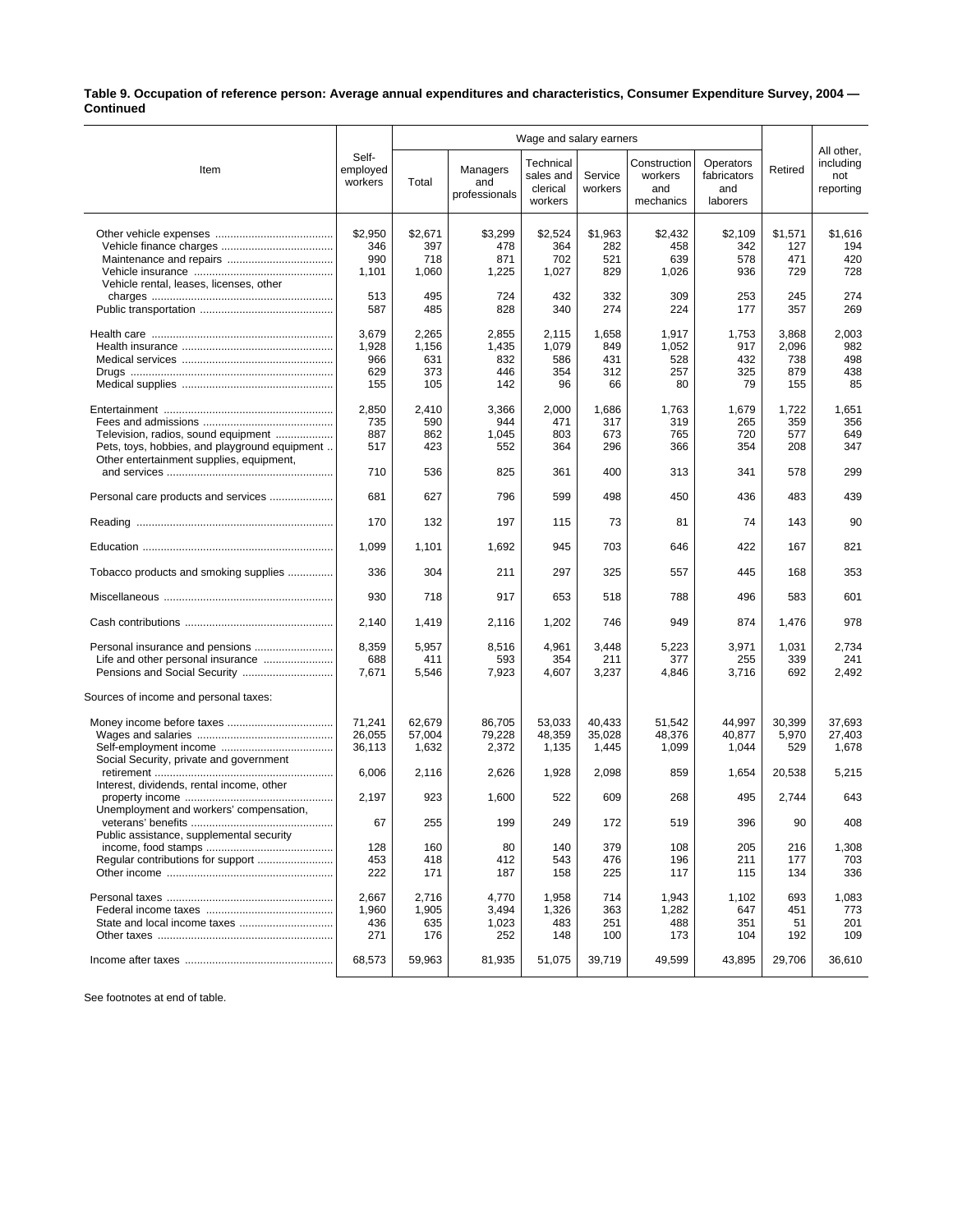**Table 9. Occupation of reference person: Average annual expenditures and characteristics, Consumer Expenditure Survey, 2004 — Continued**

| Item | Self-employed workers | Wage and salary earners | | | | | | Retired | All other, including not reporting |
|---|---|---|---|---|---|---|---|---|---|
| | | Total | Managers and professionals | Technical sales and clerical workers | Service workers | Construction workers and mechanics | Operators fabricators and laborers | | |
| Other vehicle expenses | $2,950 | $2,671 | $3,299 | $2,524 | $1,963 | $2,432 | $2,109 | $1,571 | $1,616 |
| Vehicle finance charges | 346 | 397 | 478 | 364 | 282 | 458 | 342 | 127 | 194 |
| Maintenance and repairs | 990 | 718 | 871 | 702 | 521 | 639 | 578 | 471 | 420 |
| Vehicle insurance | 1,101 | 1,060 | 1,225 | 1,027 | 829 | 1,026 | 936 | 729 | 728 |
| Vehicle rental, leases, licenses, other charges | 513 | 495 | 724 | 432 | 332 | 309 | 253 | 245 | 274 |
| Public transportation | 587 | 485 | 828 | 340 | 274 | 224 | 177 | 357 | 269 |
| Health care | 3,679 | 2,265 | 2,855 | 2,115 | 1,658 | 1,917 | 1,753 | 3,868 | 2,003 |
| Health insurance | 1,928 | 1,156 | 1,435 | 1,079 | 849 | 1,052 | 917 | 2,096 | 982 |
| Medical services | 966 | 631 | 832 | 586 | 431 | 528 | 432 | 738 | 498 |
| Drugs | 629 | 373 | 446 | 354 | 312 | 257 | 325 | 879 | 438 |
| Medical supplies | 155 | 105 | 142 | 96 | 66 | 80 | 79 | 155 | 85 |
| Entertainment | 2,850 | 2,410 | 3,366 | 2,000 | 1,686 | 1,763 | 1,679 | 1,722 | 1,651 |
| Fees and admissions | 735 | 590 | 944 | 471 | 317 | 319 | 265 | 359 | 356 |
| Television, radios, sound equipment | 887 | 862 | 1,045 | 803 | 673 | 765 | 720 | 577 | 649 |
| Pets, toys, hobbies, and playground equipment | 517 | 423 | 552 | 364 | 296 | 366 | 354 | 208 | 347 |
| Other entertainment supplies, equipment, and services | 710 | 536 | 825 | 361 | 400 | 313 | 341 | 578 | 299 |
| Personal care products and services | 681 | 627 | 796 | 599 | 498 | 450 | 436 | 483 | 439 |
| Reading | 170 | 132 | 197 | 115 | 73 | 81 | 74 | 143 | 90 |
| Education | 1,099 | 1,101 | 1,692 | 945 | 703 | 646 | 422 | 167 | 821 |
| Tobacco products and smoking supplies | 336 | 304 | 211 | 297 | 325 | 557 | 445 | 168 | 353 |
| Miscellaneous | 930 | 718 | 917 | 653 | 518 | 788 | 496 | 583 | 601 |
| Cash contributions | 2,140 | 1,419 | 2,116 | 1,202 | 746 | 949 | 874 | 1,476 | 978 |
| Personal insurance and pensions | 8,359 | 5,957 | 8,516 | 4,961 | 3,448 | 5,223 | 3,971 | 1,031 | 2,734 |
| Life and other personal insurance | 688 | 411 | 593 | 354 | 211 | 377 | 255 | 339 | 241 |
| Pensions and Social Security | 7,671 | 5,546 | 7,923 | 4,607 | 3,237 | 4,846 | 3,716 | 692 | 2,492 |
| Sources of income and personal taxes: | | | | | | | | | |
| Money income before taxes | 71,241 | 62,679 | 86,705 | 53,033 | 40,433 | 51,542 | 44,997 | 30,399 | 37,693 |
| Wages and salaries | 26,055 | 57,004 | 79,228 | 48,359 | 35,028 | 48,376 | 40,877 | 5,970 | 27,403 |
| Self-employment income | 36,113 | 1,632 | 2,372 | 1,135 | 1,445 | 1,099 | 1,044 | 529 | 1,678 |
| Social Security, private and government retirement | 6,006 | 2,116 | 2,626 | 1,928 | 2,098 | 859 | 1,654 | 20,538 | 5,215 |
| Interest, dividends, rental income, other property income | 2,197 | 923 | 1,600 | 522 | 609 | 268 | 495 | 2,744 | 643 |
| Unemployment and workers' compensation, veterans' benefits | 67 | 255 | 199 | 249 | 172 | 519 | 396 | 90 | 408 |
| Public assistance, supplemental security income, food stamps | 128 | 160 | 80 | 140 | 379 | 108 | 205 | 216 | 1,308 |
| Regular contributions for support | 453 | 418 | 412 | 543 | 476 | 196 | 211 | 177 | 703 |
| Other income | 222 | 171 | 187 | 158 | 225 | 117 | 115 | 134 | 336 |
| Personal taxes | 2,667 | 2,716 | 4,770 | 1,958 | 714 | 1,943 | 1,102 | 693 | 1,083 |
| Federal income taxes | 1,960 | 1,905 | 3,494 | 1,326 | 363 | 1,282 | 647 | 451 | 773 |
| State and local income taxes | 436 | 635 | 1,023 | 483 | 251 | 488 | 351 | 51 | 201 |
| Other taxes | 271 | 176 | 252 | 148 | 100 | 173 | 104 | 192 | 109 |
| Income after taxes | 68,573 | 59,963 | 81,935 | 51,075 | 39,719 | 49,599 | 43,895 | 29,706 | 36,610 |

See footnotes at end of table.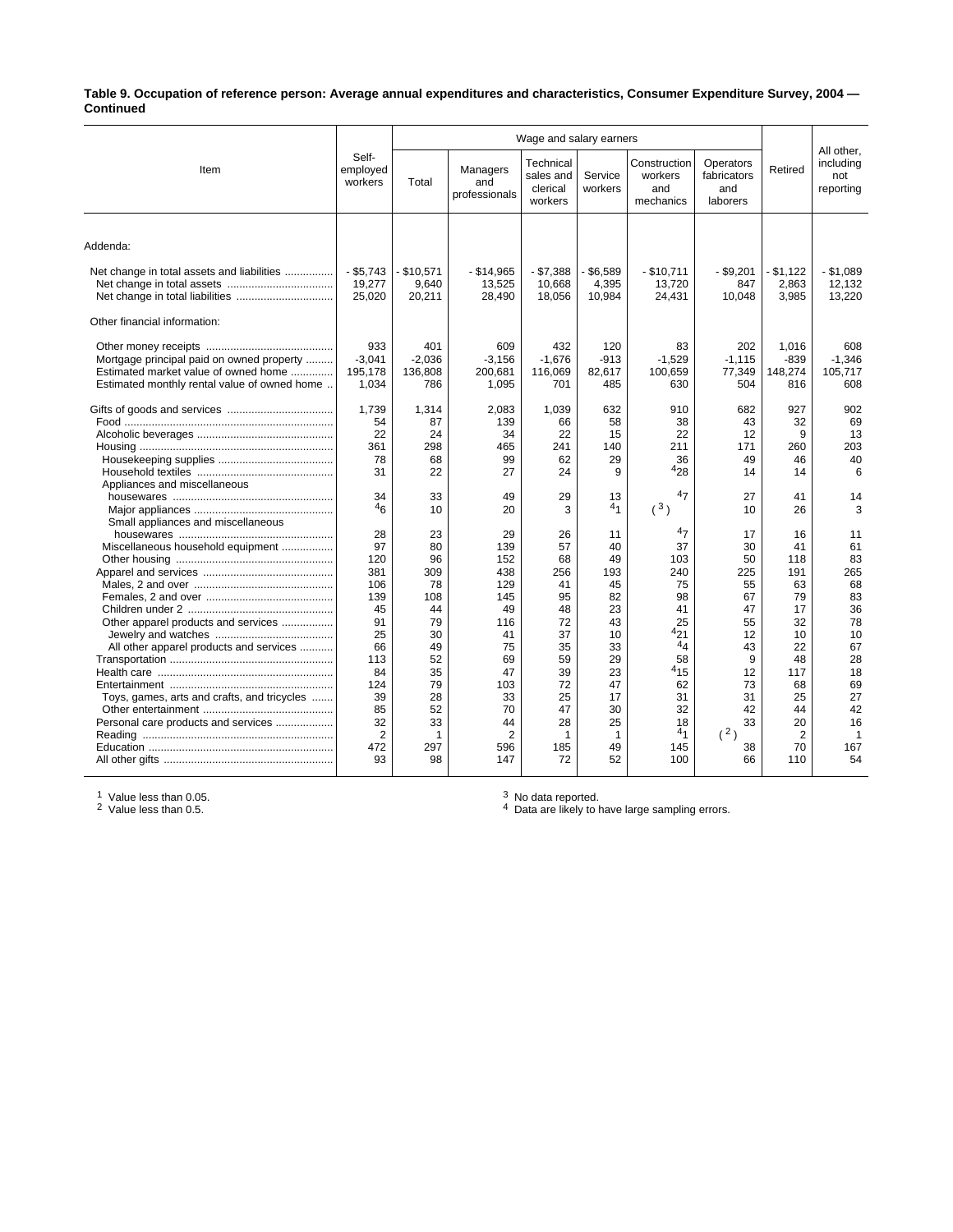**Table 9. Occupation of reference person: Average annual expenditures and characteristics, Consumer Expenditure Survey, 2004 — Continued**

| Item | Self-employed workers | Wage and salary earners | | | | | | Retired | All other, including not reporting |
|---|---|---|---|---|---|---|---|---|---|
| | | Total | Managers and professionals | Technical sales and clerical workers | Service workers | Construction workers and mechanics | Operators fabricators and laborers | | |
| Addenda: | | | | | | | | | |
| Net change in total assets and liabilities | - $5,743 | - $10,571 | - $14,965 | - $7,388 | - $6,589 | - $10,711 | - $9,201 | - $1,122 | - $1,089 |
| Net change in total assets | 19,277 | 9,640 | 13,525 | 10,668 | 4,395 | 13,720 | 847 | 2,863 | 12,132 |
| Net change in total liabilities | 25,020 | 20,211 | 28,490 | 18,056 | 10,984 | 24,431 | 10,048 | 3,985 | 13,220 |
| Other financial information: | | | | | | | | | |
| Other money receipts | 933 | 401 | 609 | 432 | 120 | 83 | 202 | 1,016 | 608 |
| Mortgage principal paid on owned property | -3,041 | -2,036 | -3,156 | -1,676 | -913 | -1,529 | -1,115 | -839 | -1,346 |
| Estimated market value of owned home | 195,178 | 136,808 | 200,681 | 116,069 | 82,617 | 100,659 | 77,349 | 148,274 | 105,717 |
| Estimated monthly rental value of owned home | 1,034 | 786 | 1,095 | 701 | 485 | 630 | 504 | 816 | 608 |
| Gifts of goods and services | 1,739 | 1,314 | 2,083 | 1,039 | 632 | 910 | 682 | 927 | 902 |
| Food | 54 | 87 | 139 | 66 | 58 | 38 | 43 | 32 | 69 |
| Alcoholic beverages | 22 | 24 | 34 | 22 | 15 | 22 | 12 | 9 | 13 |
| Housing | 361 | 298 | 465 | 241 | 140 | 211 | 171 | 260 | 203 |
| Housekeeping supplies | 78 | 68 | 99 | 62 | 29 | 36 | 49 | 46 | 40 |
| Household textiles | 31 | 22 | 27 | 24 | 9 | [4]28 | 14 | 14 | 6 |
| Appliances and miscellaneous housewares | 34 | 33 | 49 | 29 | 13 | [4]7 | 27 | 41 | 14 |
| Major appliances | [4]6 | 10 | 20 | 3 | [4]1 | ([3]) | 10 | 26 | 3 |
| Small appliances and miscellaneous housewares | 28 | 23 | 29 | 26 | 11 | [4]7 | 17 | 16 | 11 |
| Miscellaneous household equipment | 97 | 80 | 139 | 57 | 40 | 37 | 30 | 41 | 61 |
| Other housing | 120 | 96 | 152 | 68 | 49 | 103 | 50 | 118 | 83 |
| Apparel and services | 381 | 309 | 438 | 256 | 193 | 240 | 225 | 191 | 265 |
| Males, 2 and over | 106 | 78 | 129 | 41 | 45 | 75 | 55 | 63 | 68 |
| Females, 2 and over | 139 | 108 | 145 | 95 | 82 | 98 | 67 | 79 | 83 |
| Children under 2 | 45 | 44 | 49 | 48 | 23 | 41 | 47 | 17 | 36 |
| Other apparel products and services | 91 | 79 | 116 | 72 | 43 | 25 | 55 | 32 | 78 |
| Jewelry and watches | 25 | 30 | 41 | 37 | 10 | [4]21 | 12 | 10 | 10 |
| All other apparel products and services | 66 | 49 | 75 | 35 | 33 | [4]4 | 43 | 22 | 67 |
| Transportation | 113 | 52 | 69 | 59 | 29 | 58 | 9 | 48 | 28 |
| Health care | 84 | 35 | 47 | 39 | 23 | [4]15 | 12 | 117 | 18 |
| Entertainment | 124 | 79 | 103 | 72 | 47 | 62 | 73 | 68 | 69 |
| Toys, games, arts and crafts, and tricycles | 39 | 28 | 33 | 25 | 17 | 31 | 31 | 25 | 27 |
| Other entertainment | 85 | 52 | 70 | 47 | 30 | 32 | 42 | 44 | 42 |
| Personal care products and services | 32 | 33 | 44 | 28 | 25 | 18 | 33 | 20 | 16 |
| Reading | 2 | 1 | 2 | 1 | 1 | [4]1 | ([2]) | 2 | 1 |
| Education | 472 | 297 | 596 | 185 | 49 | 145 | 38 | 70 | 167 |
| All other gifts | 93 | 98 | 147 | 72 | 52 | 100 | 66 | 110 | 54 |

[1] Value less than 0.05.
[2] Value less than 0.5.
[3] No data reported.
[4] Data are likely to have large sampling errors.